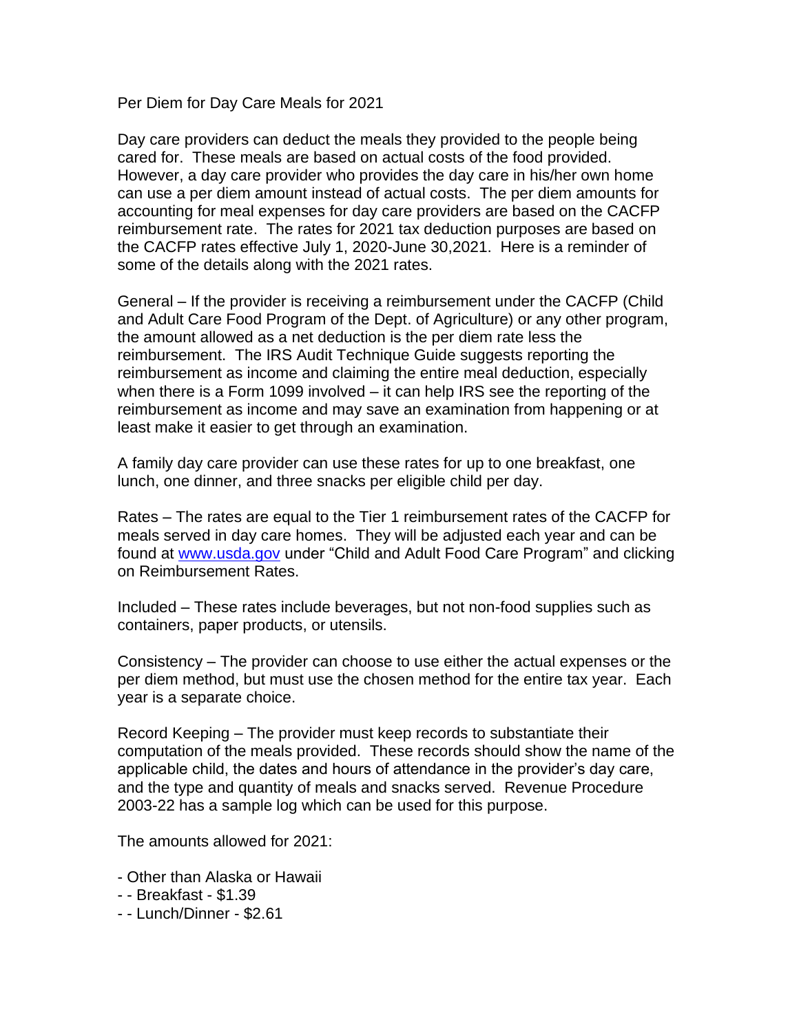Per Diem for Day Care Meals for 2021

Day care providers can deduct the meals they provided to the people being cared for. These meals are based on actual costs of the food provided. However, a day care provider who provides the day care in his/her own home can use a per diem amount instead of actual costs. The per diem amounts for accounting for meal expenses for day care providers are based on the CACFP reimbursement rate. The rates for 2021 tax deduction purposes are based on the CACFP rates effective July 1, 2020-June 30,2021. Here is a reminder of some of the details along with the 2021 rates.

General – If the provider is receiving a reimbursement under the CACFP (Child and Adult Care Food Program of the Dept. of Agriculture) or any other program, the amount allowed as a net deduction is the per diem rate less the reimbursement. The IRS Audit Technique Guide suggests reporting the reimbursement as income and claiming the entire meal deduction, especially when there is a Form 1099 involved – it can help IRS see the reporting of the reimbursement as income and may save an examination from happening or at least make it easier to get through an examination.

A family day care provider can use these rates for up to one breakfast, one lunch, one dinner, and three snacks per eligible child per day.

Rates – The rates are equal to the Tier 1 reimbursement rates of the CACFP for meals served in day care homes. They will be adjusted each year and can be found at www.usda.gov under "Child and Adult Food Care Program" and clicking on Reimbursement Rates.

Included – These rates include beverages, but not non-food supplies such as containers, paper products, or utensils.

Consistency – The provider can choose to use either the actual expenses or the per diem method, but must use the chosen method for the entire tax year. Each year is a separate choice.

Record Keeping – The provider must keep records to substantiate their computation of the meals provided. These records should show the name of the applicable child, the dates and hours of attendance in the provider's day care, and the type and quantity of meals and snacks served. Revenue Procedure 2003-22 has a sample log which can be used for this purpose.

The amounts allowed for 2021:

- Other than Alaska or Hawaii
- - Breakfast - $1.39
- - Lunch/Dinner - $2.61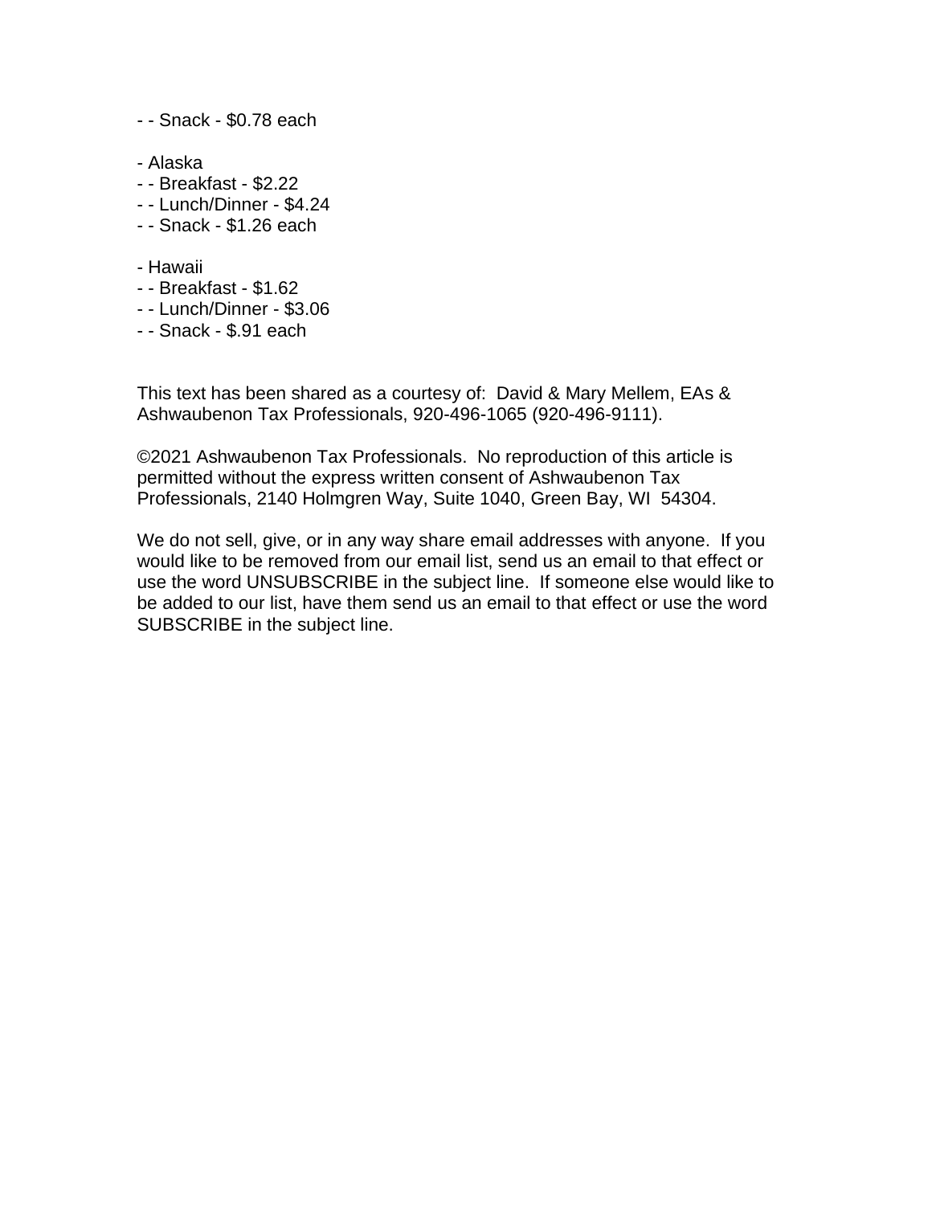- - Snack - $0.78 each

- Alaska
- - Breakfast - $2.22
- - Lunch/Dinner - $4.24
- - Snack - $1.26 each

- Hawaii
- - Breakfast - $1.62
- - Lunch/Dinner - $3.06
- - Snack - $.91 each

This text has been shared as a courtesy of: David & Mary Mellem, EAs & Ashwaubenon Tax Professionals, 920-496-1065 (920-496-9111).

©2021 Ashwaubenon Tax Professionals. No reproduction of this article is permitted without the express written consent of Ashwaubenon Tax Professionals, 2140 Holmgren Way, Suite 1040, Green Bay, WI 54304.

We do not sell, give, or in any way share email addresses with anyone. If you would like to be removed from our email list, send us an email to that effect or use the word UNSUBSCRIBE in the subject line. If someone else would like to be added to our list, have them send us an email to that effect or use the word SUBSCRIBE in the subject line.